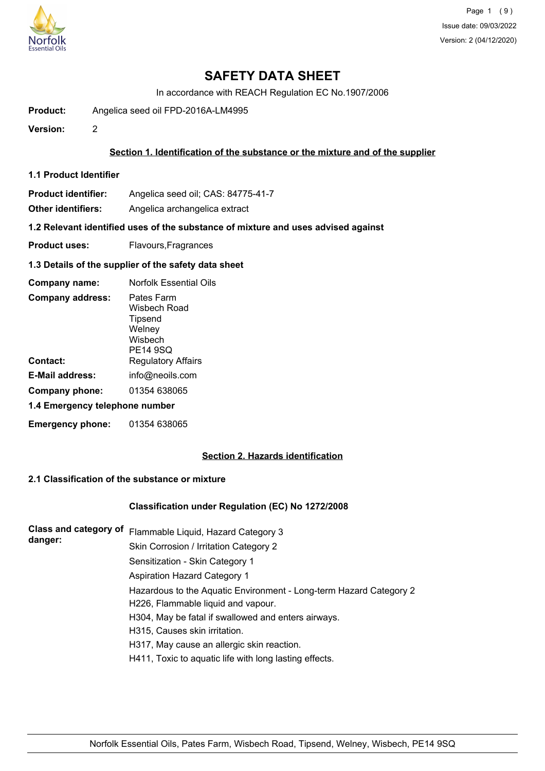# SAFETY DATA SHEET

In accordance with REACH Regulation EC No.1907/2006

**Product:** Angelica seed oil FPD-2016A-LM4995

**Version:** 2

## Section 1. Identification of the substance or the mixture and of the supplier

### 1.1 Product Identifier

**Product identifier:** Angelica seed oil; CAS: 84775-41-7

**Other identifiers:** Angelica archangelica extract

### 1.2 Relevant identified uses of the substance of mixture and uses advised against

**Product uses:** Flavours,Fragrances

### 1.3 Details of the supplier of the safety data sheet

**Company name:** Norfolk Essential Oils

**Company address:** Pates Farm
Wisbech Road
Tipsend
Welney
Wisbech
PE14 9SQ

**Contact:** Regulatory Affairs

**E-Mail address:** info@neoils.com

**Company phone:** 01354 638065

### 1.4 Emergency telephone number

**Emergency phone:** 01354 638065

## Section 2. Hazards identification

### 2.1 Classification of the substance or mixture

**Classification under Regulation (EC) No 1272/2008**

**Class and category of danger:**

Flammable Liquid, Hazard Category 3
Skin Corrosion / Irritation Category 2
Sensitization - Skin Category 1
Aspiration Hazard Category 1
Hazardous to the Aquatic Environment - Long-term Hazard Category 2
H226, Flammable liquid and vapour.
H304, May be fatal if swallowed and enters airways.
H315, Causes skin irritation.
H317, May cause an allergic skin reaction.
H411, Toxic to aquatic life with long lasting effects.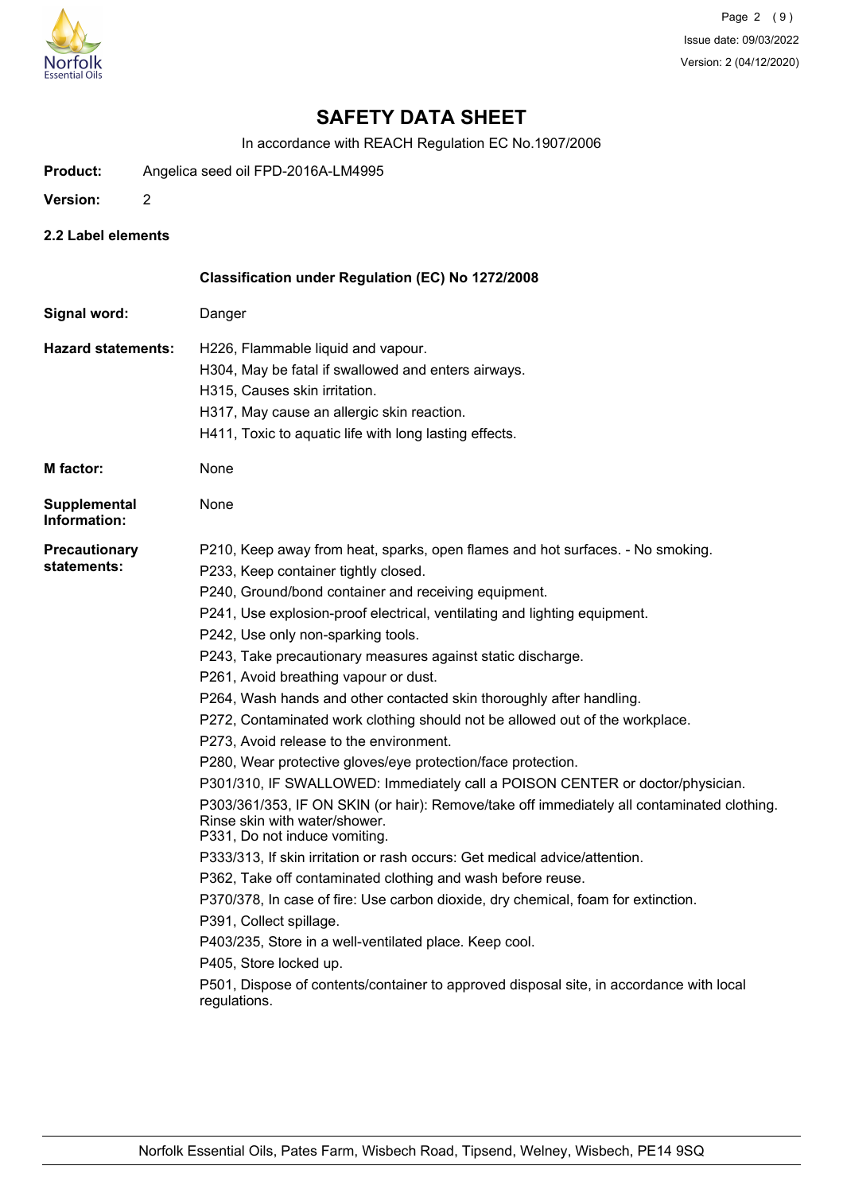# SAFETY DATA SHEET

In accordance with REACH Regulation EC No.1907/2006

**Product:** Angelica seed oil FPD-2016A-LM4995

**Version:** 2

## 2.2 Label elements

**Classification under Regulation (EC) No 1272/2008**

**Signal word:** Danger

**Hazard statements:**

H226, Flammable liquid and vapour.
H304, May be fatal if swallowed and enters airways.
H315, Causes skin irritation.
H317, May cause an allergic skin reaction.
H411, Toxic to aquatic life with long lasting effects.

**M factor:** None

**Supplemental Information:** None

**Precautionary statements:**

P210, Keep away from heat, sparks, open flames and hot surfaces. - No smoking.
P233, Keep container tightly closed.
P240, Ground/bond container and receiving equipment.
P241, Use explosion-proof electrical, ventilating and lighting equipment.
P242, Use only non-sparking tools.
P243, Take precautionary measures against static discharge.
P261, Avoid breathing vapour or dust.
P264, Wash hands and other contacted skin thoroughly after handling.
P272, Contaminated work clothing should not be allowed out of the workplace.
P273, Avoid release to the environment.
P280, Wear protective gloves/eye protection/face protection.
P301/310, IF SWALLOWED: Immediately call a POISON CENTER or doctor/physician.
P303/361/353, IF ON SKIN (or hair): Remove/take off immediately all contaminated clothing. Rinse skin with water/shower.
P331, Do not induce vomiting.
P333/313, If skin irritation or rash occurs: Get medical advice/attention.
P362, Take off contaminated clothing and wash before reuse.
P370/378, In case of fire: Use carbon dioxide, dry chemical, foam for extinction.
P391, Collect spillage.
P403/235, Store in a well-ventilated place. Keep cool.
P405, Store locked up.
P501, Dispose of contents/container to approved disposal site, in accordance with local regulations.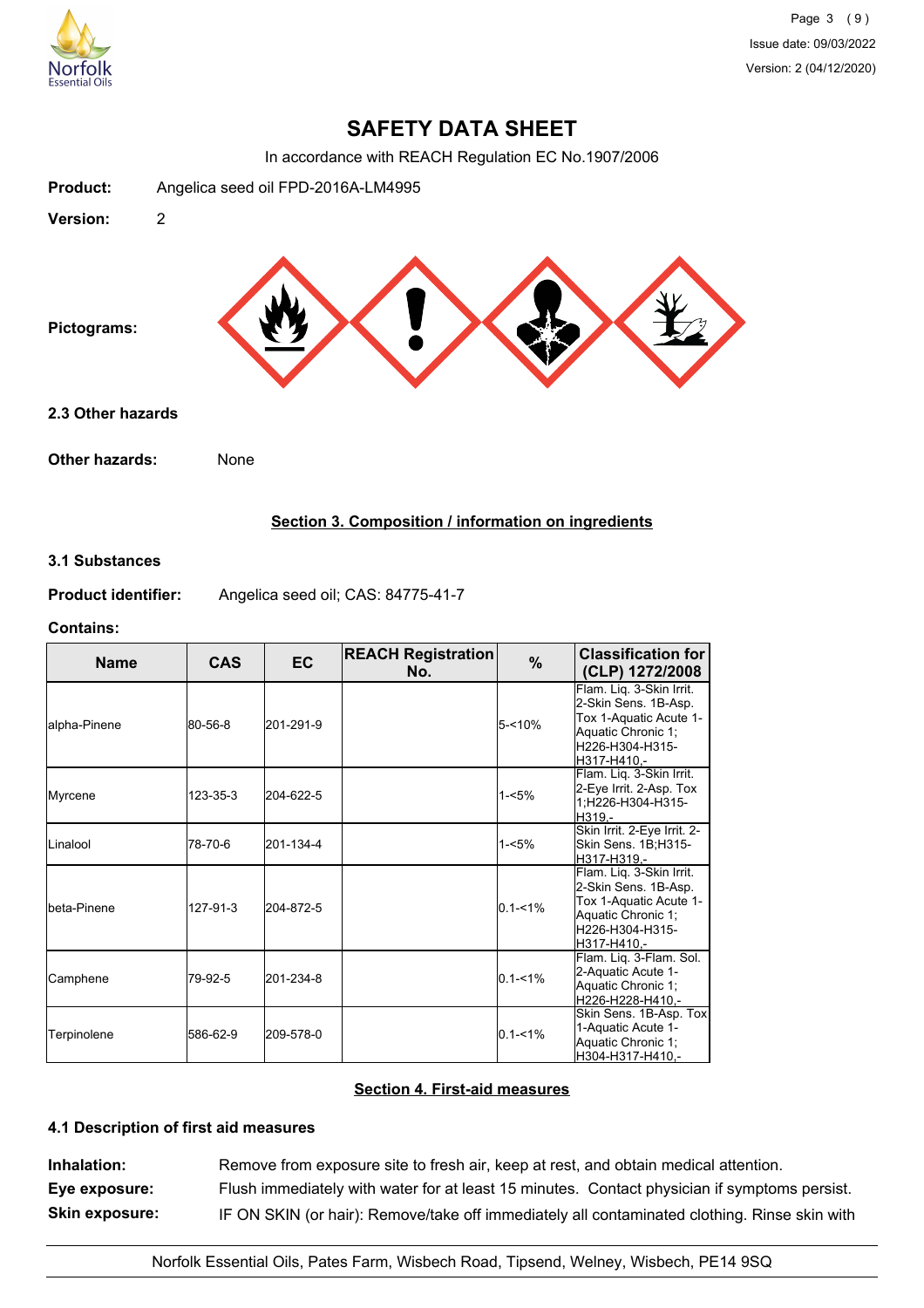# SAFETY DATA SHEET

In accordance with REACH Regulation EC No.1907/2006

**Product:** Angelica seed oil FPD-2016A-LM4995

**Version:** 2

**Pictograms:**

### 2.3 Other hazards

**Other hazards:** None

## Section 3. Composition / information on ingredients

### 3.1 Substances

**Product identifier:** Angelica seed oil; CAS: 84775-41-7

**Contains:**

| Name | CAS | EC | REACH Registration No. | % | Classification for (CLP) 1272/2008 |
|---|---|---|---|---|---|
| alpha-Pinene | 80-56-8 | 201-291-9 | | 5-<10% | Flam. Liq. 3-Skin Irrit. 2-Skin Sens. 1B-Asp. Tox 1-Aquatic Acute 1-Aquatic Chronic 1;H226-H304-H315-H317-H410,- |
| Myrcene | 123-35-3 | 204-622-5 | | 1-<5% | Flam. Liq. 3-Skin Irrit. 2-Eye Irrit. 2-Asp. Tox 1;H226-H304-H315-H319,- |
| Linalool | 78-70-6 | 201-134-4 | | 1-<5% | Skin Irrit. 2-Eye Irrit. 2-Skin Sens. 1B;H315-H317-H319,- |
| beta-Pinene | 127-91-3 | 204-872-5 | | 0.1-<1% | Flam. Liq. 3-Skin Irrit. 2-Skin Sens. 1B-Asp. Tox 1-Aquatic Acute 1-Aquatic Chronic 1;H226-H304-H315-H317-H410,- |
| Camphene | 79-92-5 | 201-234-8 | | 0.1-<1% | Flam. Liq. 3-Flam. Sol. 2-Aquatic Acute 1-Aquatic Chronic 1;H226-H228-H410,- |
| Terpinolene | 586-62-9 | 209-578-0 | | 0.1-<1% | Skin Sens. 1B-Asp. Tox 1-Aquatic Acute 1-Aquatic Chronic 1;H304-H317-H410,- |

## Section 4. First-aid measures

### 4.1 Description of first aid measures

**Inhalation:** Remove from exposure site to fresh air, keep at rest, and obtain medical attention.

**Eye exposure:** Flush immediately with water for at least 15 minutes. Contact physician if symptoms persist.

**Skin exposure:** IF ON SKIN (or hair): Remove/take off immediately all contaminated clothing. Rinse skin with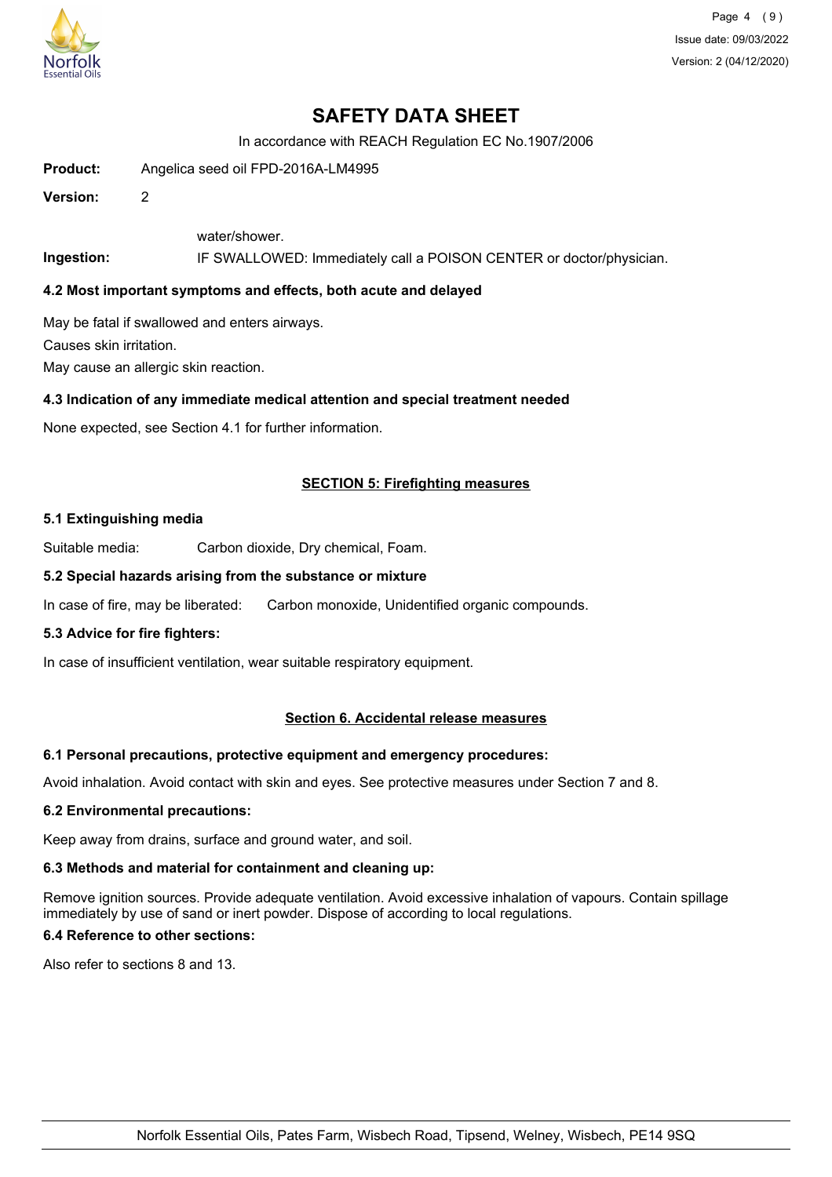# SAFETY DATA SHEET

In accordance with REACH Regulation EC No.1907/2006

**Product:** Angelica seed oil FPD-2016A-LM4995

**Version:** 2

water/shower.

**Ingestion:** IF SWALLOWED: Immediately call a POISON CENTER or doctor/physician.

### 4.2 Most important symptoms and effects, both acute and delayed

May be fatal if swallowed and enters airways.

Causes skin irritation.

May cause an allergic skin reaction.

### 4.3 Indication of any immediate medical attention and special treatment needed

None expected, see Section 4.1 for further information.

## SECTION 5: Firefighting measures

### 5.1 Extinguishing media

Suitable media: Carbon dioxide, Dry chemical, Foam.

### 5.2 Special hazards arising from the substance or mixture

In case of fire, may be liberated: Carbon monoxide, Unidentified organic compounds.

### 5.3 Advice for fire fighters:

In case of insufficient ventilation, wear suitable respiratory equipment.

## Section 6. Accidental release measures

### 6.1 Personal precautions, protective equipment and emergency procedures:

Avoid inhalation. Avoid contact with skin and eyes. See protective measures under Section 7 and 8.

### 6.2 Environmental precautions:

Keep away from drains, surface and ground water, and soil.

### 6.3 Methods and material for containment and cleaning up:

Remove ignition sources. Provide adequate ventilation. Avoid excessive inhalation of vapours. Contain spillage immediately by use of sand or inert powder. Dispose of according to local regulations.

### 6.4 Reference to other sections:

Also refer to sections 8 and 13.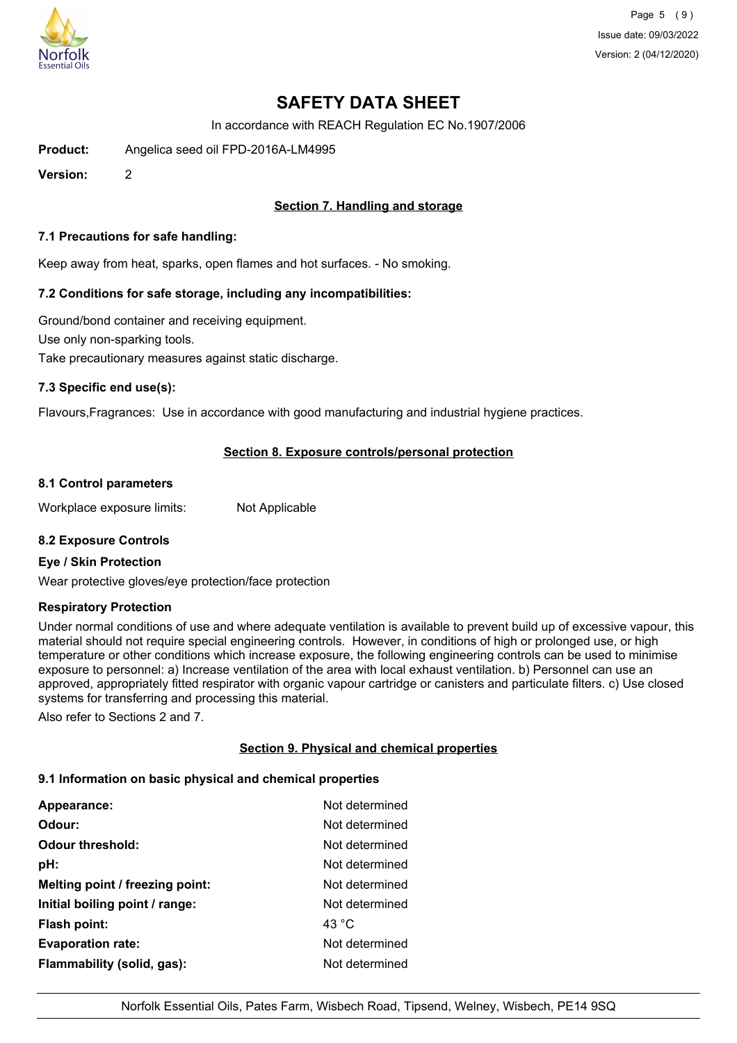# SAFETY DATA SHEET

In accordance with REACH Regulation EC No.1907/2006

**Product:** Angelica seed oil FPD-2016A-LM4995

**Version:** 2

## Section 7. Handling and storage

### 7.1 Precautions for safe handling:

Keep away from heat, sparks, open flames and hot surfaces. - No smoking.

### 7.2 Conditions for safe storage, including any incompatibilities:

Ground/bond container and receiving equipment.

Use only non-sparking tools.

Take precautionary measures against static discharge.

### 7.3 Specific end use(s):

Flavours,Fragrances: Use in accordance with good manufacturing and industrial hygiene practices.

## Section 8. Exposure controls/personal protection

### 8.1 Control parameters

Workplace exposure limits: Not Applicable

### 8.2 Exposure Controls

**Eye / Skin Protection**

Wear protective gloves/eye protection/face protection

**Respiratory Protection**

Under normal conditions of use and where adequate ventilation is available to prevent build up of excessive vapour, this material should not require special engineering controls. However, in conditions of high or prolonged use, or high temperature or other conditions which increase exposure, the following engineering controls can be used to minimise exposure to personnel: a) Increase ventilation of the area with local exhaust ventilation. b) Personnel can use an approved, appropriately fitted respirator with organic vapour cartridge or canisters and particulate filters. c) Use closed systems for transferring and processing this material.

Also refer to Sections 2 and 7.

## Section 9. Physical and chemical properties

### 9.1 Information on basic physical and chemical properties

| | |
|---|---|
| **Appearance:** | Not determined |
| **Odour:** | Not determined |
| **Odour threshold:** | Not determined |
| **pH:** | Not determined |
| **Melting point / freezing point:** | Not determined |
| **Initial boiling point / range:** | Not determined |
| **Flash point:** | 43 °C |
| **Evaporation rate:** | Not determined |
| **Flammability (solid, gas):** | Not determined |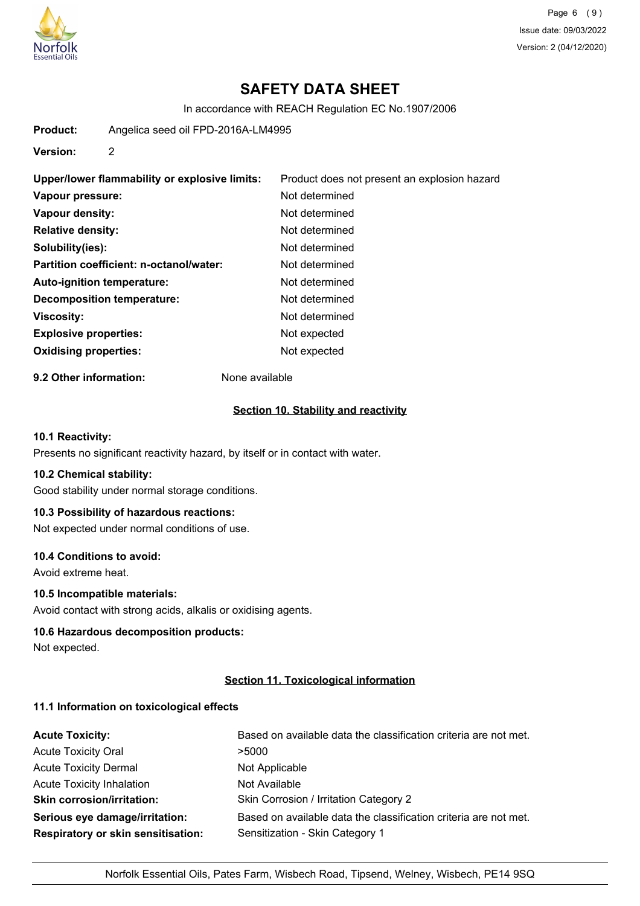# SAFETY DATA SHEET

In accordance with REACH Regulation EC No.1907/2006

**Product:** Angelica seed oil FPD-2016A-LM4995

**Version:** 2

| | |
|---|---|
| **Upper/lower flammability or explosive limits:** | Product does not present an explosion hazard |
| **Vapour pressure:** | Not determined |
| **Vapour density:** | Not determined |
| **Relative density:** | Not determined |
| **Solubility(ies):** | Not determined |
| **Partition coefficient: n-octanol/water:** | Not determined |
| **Auto-ignition temperature:** | Not determined |
| **Decomposition temperature:** | Not determined |
| **Viscosity:** | Not determined |
| **Explosive properties:** | Not expected |
| **Oxidising properties:** | Not expected |

**9.2 Other information:** None available

## Section 10. Stability and reactivity

**10.1 Reactivity:**

Presents no significant reactivity hazard, by itself or in contact with water.

**10.2 Chemical stability:**

Good stability under normal storage conditions.

**10.3 Possibility of hazardous reactions:**

Not expected under normal conditions of use.

**10.4 Conditions to avoid:**

Avoid extreme heat.

**10.5 Incompatible materials:**

Avoid contact with strong acids, alkalis or oxidising agents.

**10.6 Hazardous decomposition products:**

Not expected.

## Section 11. Toxicological information

**11.1 Information on toxicological effects**

| | |
|---|---|
| **Acute Toxicity:** | Based on available data the classification criteria are not met. |
| Acute Toxicity Oral | >5000 |
| Acute Toxicity Dermal | Not Applicable |
| Acute Toxicity Inhalation | Not Available |
| **Skin corrosion/irritation:** | Skin Corrosion / Irritation Category 2 |
| **Serious eye damage/irritation:** | Based on available data the classification criteria are not met. |
| **Respiratory or skin sensitisation:** | Sensitization - Skin Category 1 |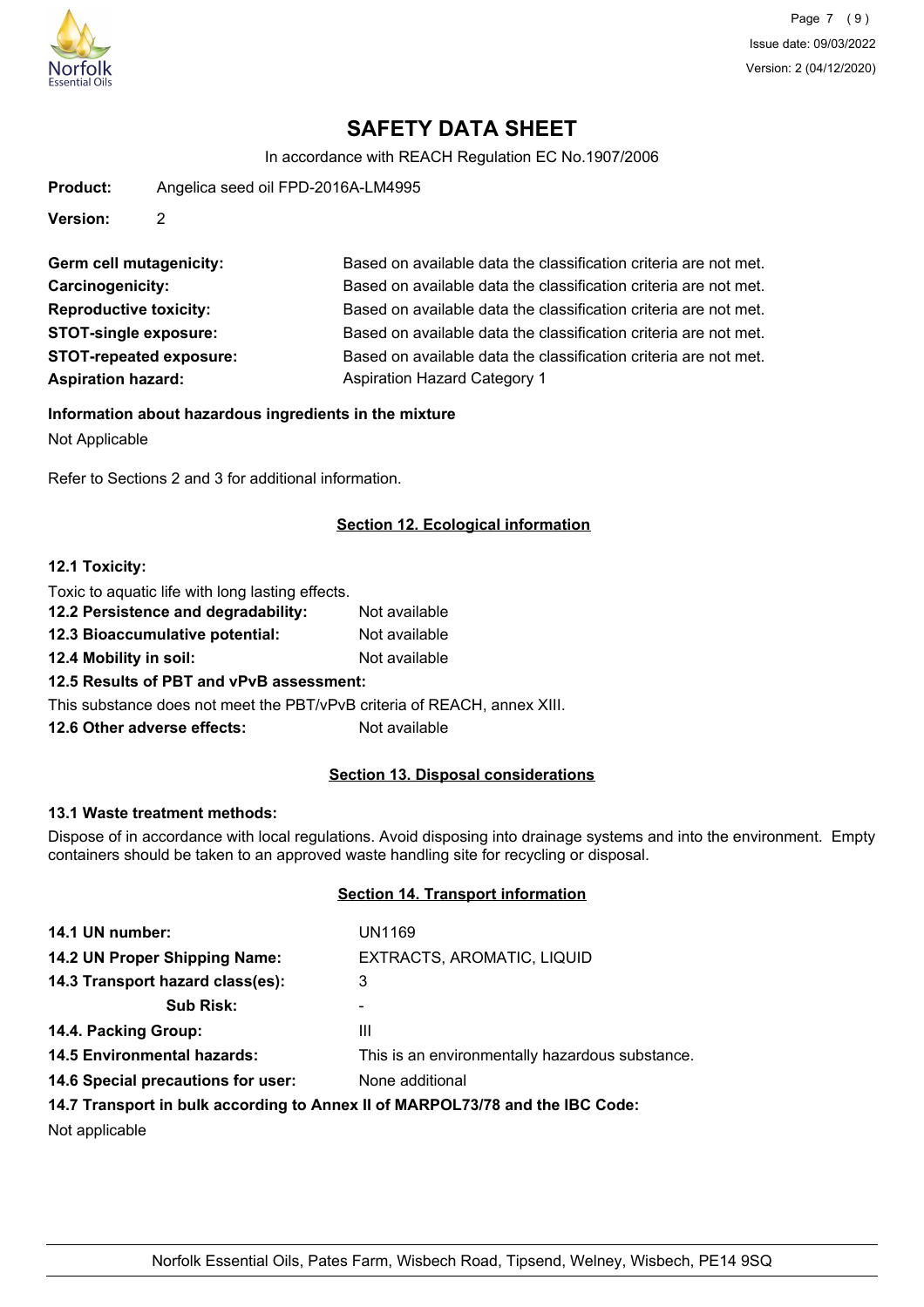# SAFETY DATA SHEET

In accordance with REACH Regulation EC No.1907/2006

**Product:** Angelica seed oil FPD-2016A-LM4995

**Version:** 2

| | |
|---|---|
| **Germ cell mutagenicity:** | Based on available data the classification criteria are not met. |
| **Carcinogenicity:** | Based on available data the classification criteria are not met. |
| **Reproductive toxicity:** | Based on available data the classification criteria are not met. |
| **STOT-single exposure:** | Based on available data the classification criteria are not met. |
| **STOT-repeated exposure:** | Based on available data the classification criteria are not met. |
| **Aspiration hazard:** | Aspiration Hazard Category 1 |

**Information about hazardous ingredients in the mixture**

Not Applicable

Refer to Sections 2 and 3 for additional information.

## Section 12. Ecological information

**12.1 Toxicity:**

Toxic to aquatic life with long lasting effects.

**12.2 Persistence and degradability:** Not available

**12.3 Bioaccumulative potential:** Not available

**12.4 Mobility in soil:** Not available

**12.5 Results of PBT and vPvB assessment:**

This substance does not meet the PBT/vPvB criteria of REACH, annex XIII.

**12.6 Other adverse effects:** Not available

## Section 13. Disposal considerations

**13.1 Waste treatment methods:**

Dispose of in accordance with local regulations. Avoid disposing into drainage systems and into the environment. Empty containers should be taken to an approved waste handling site for recycling or disposal.

## Section 14. Transport information

| | |
|---|---|
| **14.1 UN number:** | UN1169 |
| **14.2 UN Proper Shipping Name:** | EXTRACTS, AROMATIC, LIQUID |
| **14.3 Transport hazard class(es):** | 3 |
| **Sub Risk:** | - |
| **14.4. Packing Group:** | III |
| **14.5 Environmental hazards:** | This is an environmentally hazardous substance. |
| **14.6 Special precautions for user:** | None additional |

**14.7 Transport in bulk according to Annex II of MARPOL73/78 and the IBC Code:**

Not applicable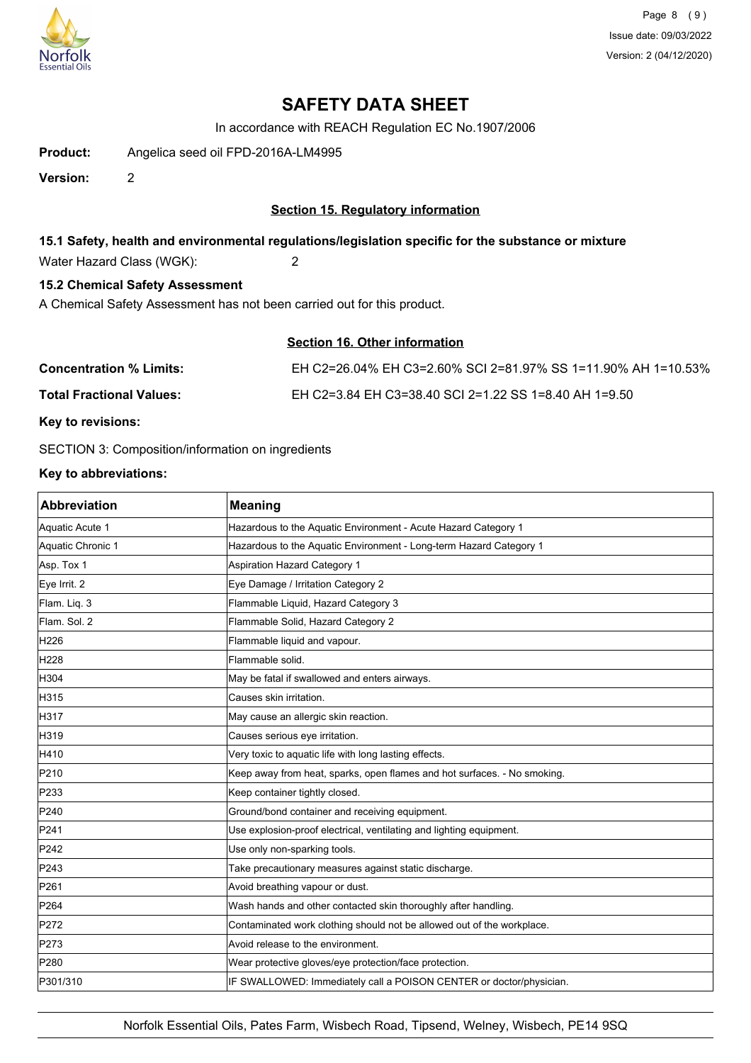# SAFETY DATA SHEET

In accordance with REACH Regulation EC No.1907/2006

**Product:** Angelica seed oil FPD-2016A-LM4995

**Version:** 2

## Section 15. Regulatory information

### 15.1 Safety, health and environmental regulations/legislation specific for the substance or mixture

Water Hazard Class (WGK): 2

### 15.2 Chemical Safety Assessment

A Chemical Safety Assessment has not been carried out for this product.

## Section 16. Other information

**Concentration % Limits:** EH C2=26.04% EH C3=2.60% SCI 2=81.97% SS 1=11.90% AH 1=10.53%

**Total Fractional Values:** EH C2=3.84 EH C3=38.40 SCI 2=1.22 SS 1=8.40 AH 1=9.50

**Key to revisions:**

SECTION 3: Composition/information on ingredients

**Key to abbreviations:**

| Abbreviation | Meaning |
| --- | --- |
| Aquatic Acute 1 | Hazardous to the Aquatic Environment - Acute Hazard Category 1 |
| Aquatic Chronic 1 | Hazardous to the Aquatic Environment - Long-term Hazard Category 1 |
| Asp. Tox 1 | Aspiration Hazard Category 1 |
| Eye Irrit. 2 | Eye Damage / Irritation Category 2 |
| Flam. Liq. 3 | Flammable Liquid, Hazard Category 3 |
| Flam. Sol. 2 | Flammable Solid, Hazard Category 2 |
| H226 | Flammable liquid and vapour. |
| H228 | Flammable solid. |
| H304 | May be fatal if swallowed and enters airways. |
| H315 | Causes skin irritation. |
| H317 | May cause an allergic skin reaction. |
| H319 | Causes serious eye irritation. |
| H410 | Very toxic to aquatic life with long lasting effects. |
| P210 | Keep away from heat, sparks, open flames and hot surfaces. - No smoking. |
| P233 | Keep container tightly closed. |
| P240 | Ground/bond container and receiving equipment. |
| P241 | Use explosion-proof electrical, ventilating and lighting equipment. |
| P242 | Use only non-sparking tools. |
| P243 | Take precautionary measures against static discharge. |
| P261 | Avoid breathing vapour or dust. |
| P264 | Wash hands and other contacted skin thoroughly after handling. |
| P272 | Contaminated work clothing should not be allowed out of the workplace. |
| P273 | Avoid release to the environment. |
| P280 | Wear protective gloves/eye protection/face protection. |
| P301/310 | IF SWALLOWED: Immediately call a POISON CENTER or doctor/physician. |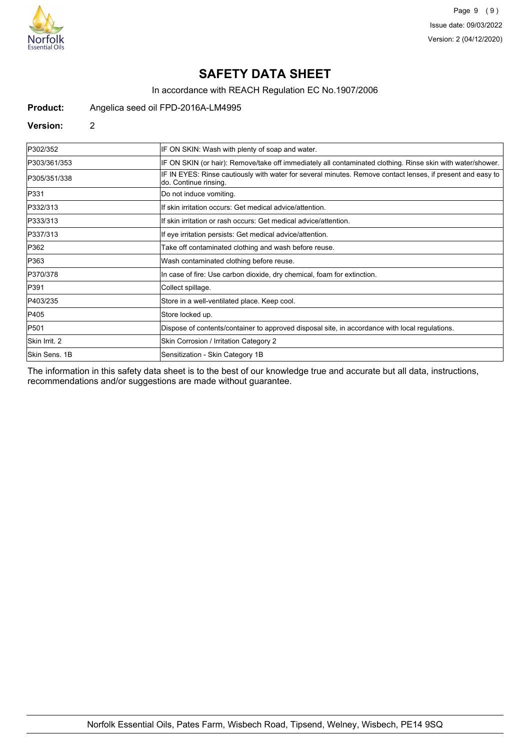# SAFETY DATA SHEET

In accordance with REACH Regulation EC No.1907/2006

**Product:** Angelica seed oil FPD-2016A-LM4995

**Version:** 2

| | |
|---|---|
| P302/352 | IF ON SKIN: Wash with plenty of soap and water. |
| P303/361/353 | IF ON SKIN (or hair): Remove/take off immediately all contaminated clothing. Rinse skin with water/shower. |
| P305/351/338 | IF IN EYES: Rinse cautiously with water for several minutes. Remove contact lenses, if present and easy to do. Continue rinsing. |
| P331 | Do not induce vomiting. |
| P332/313 | If skin irritation occurs: Get medical advice/attention. |
| P333/313 | If skin irritation or rash occurs: Get medical advice/attention. |
| P337/313 | If eye irritation persists: Get medical advice/attention. |
| P362 | Take off contaminated clothing and wash before reuse. |
| P363 | Wash contaminated clothing before reuse. |
| P370/378 | In case of fire: Use carbon dioxide, dry chemical, foam for extinction. |
| P391 | Collect spillage. |
| P403/235 | Store in a well-ventilated place. Keep cool. |
| P405 | Store locked up. |
| P501 | Dispose of contents/container to approved disposal site, in accordance with local regulations. |
| Skin Irrit. 2 | Skin Corrosion / Irritation Category 2 |
| Skin Sens. 1B | Sensitization - Skin Category 1B |

The information in this safety data sheet is to the best of our knowledge true and accurate but all data, instructions, recommendations and/or suggestions are made without guarantee.